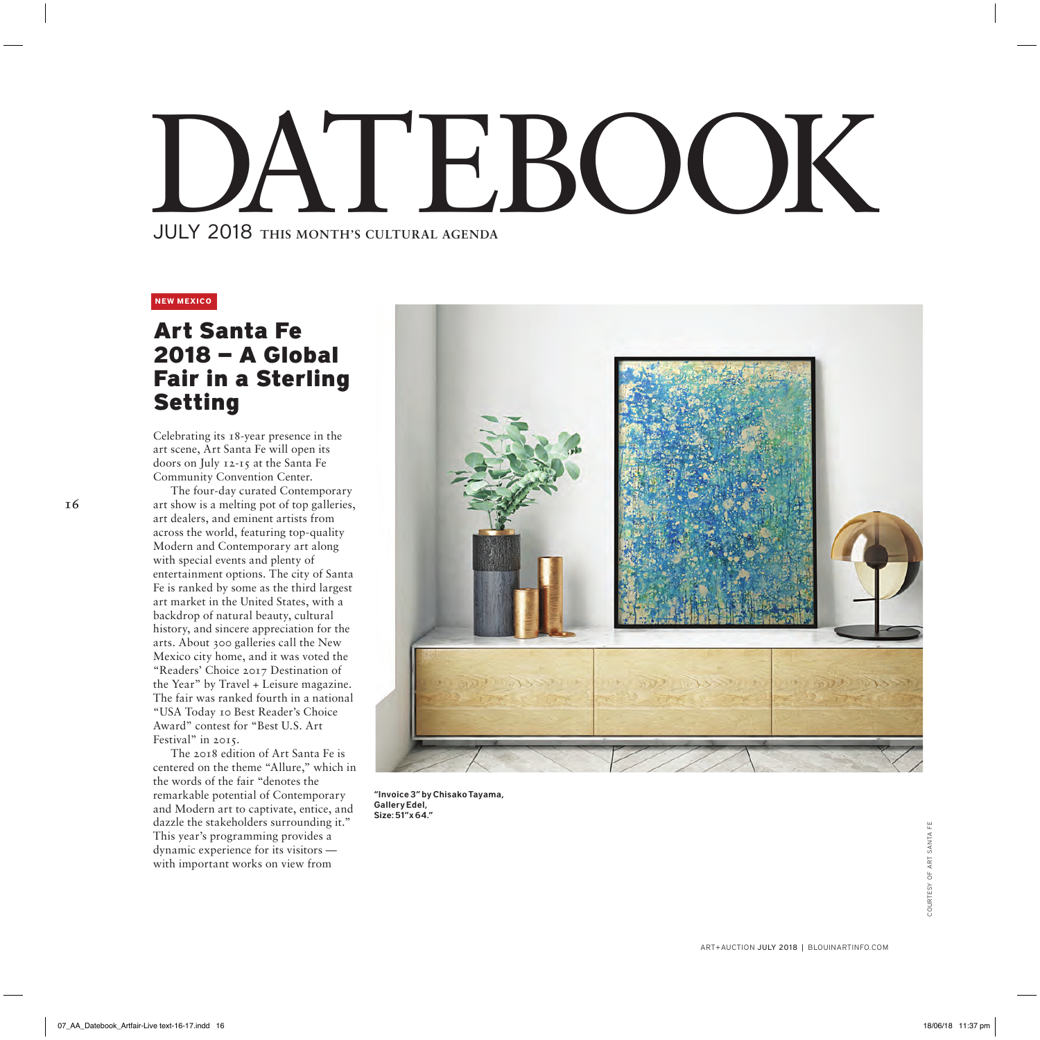# DATEBOOK

JULY 2018 **THIS MONTH'S CULTURAL AGENDA**

**NEW MEXICO**

## Art Santa Fe 2018 – A Global Fair in a Sterling Setting

Celebrating its 18-year presence in the art scene, Art Santa Fe will open its doors on July 12-15 at the Santa Fe Community Convention Center.

The four-day curated Contemporary art show is a melting pot of top galleries, art dealers, and eminent artists from across the world, featuring top-quality Modern and Contemporary art along with special events and plenty of entertainment options. The city of Santa Fe is ranked by some as the third largest art market in the United States, with a backdrop of natural beauty, cultural history, and sincere appreciation for the arts. About 300 galleries call the New Mexico city home, and it was voted the "Readers' Choice 2017 Destination of the Year" by Travel + Leisure magazine. The fair was ranked fourth in a national "USA Today 10 Best Reader's Choice Award" contest for "Best U.S. Art Festival" in 2015.

The 2018 edition of Art Santa Fe is centered on the theme "Allure," which in the words of the fair "denotes the remarkable potential of Contemporary and Modern art to captivate, entice, and dazzle the stakeholders surrounding it." This year's programming provides a dynamic experience for its visitors — with important works on view from

**"Invoice 3" by Chisako Tayama, Gallery Edel, Size: 51"x 64."**

COURTESY OF ART SANTA FE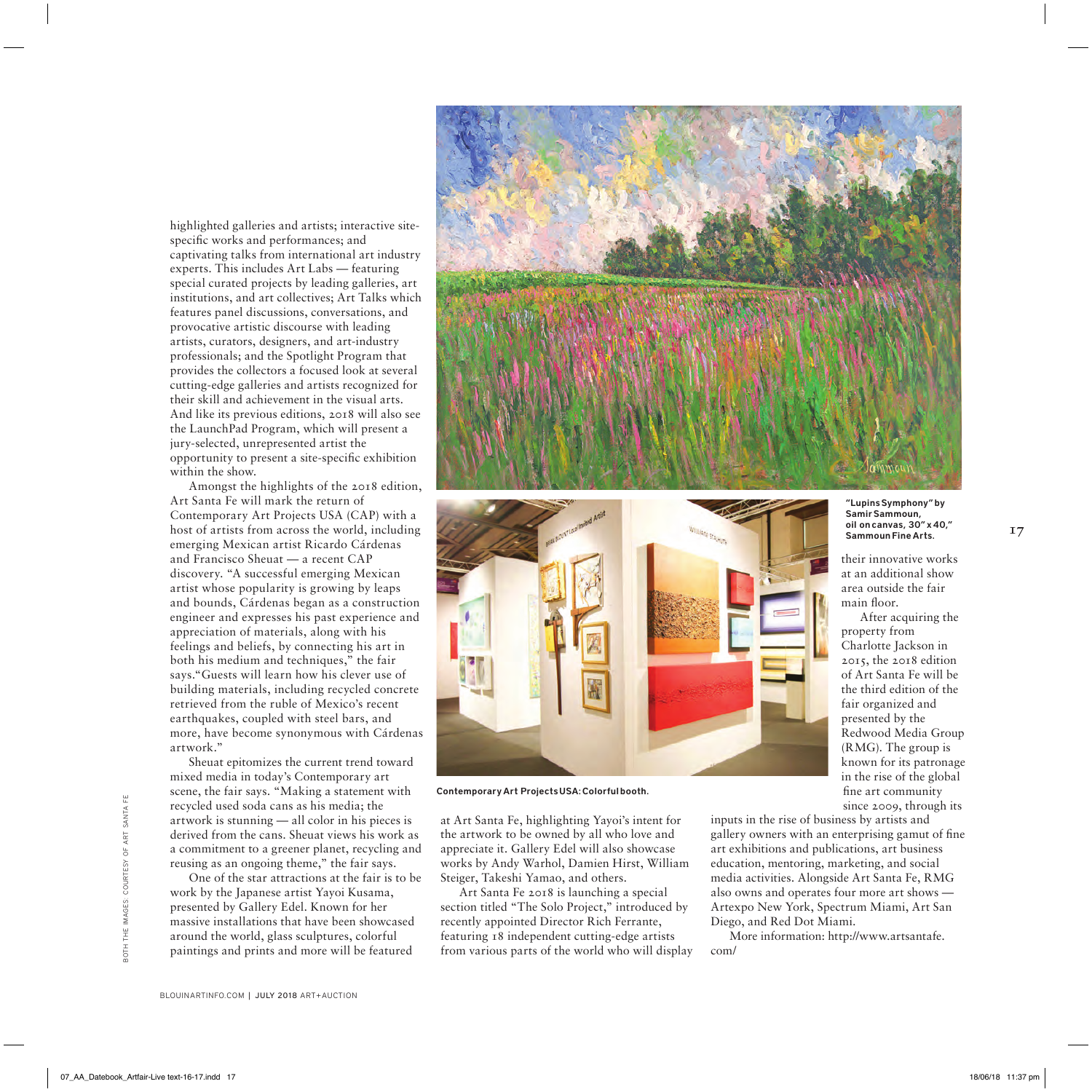highlighted galleries and artists; interactive site-specific works and performances; and captivating talks from international art industry experts. This includes Art Labs — featuring special curated projects by leading galleries, art institutions, and art collectives; Art Talks which features panel discussions, conversations, and provocative artistic discourse with leading artists, curators, designers, and art-industry professionals; and the Spotlight Program that provides the collectors a focused look at several cutting-edge galleries and artists recognized for their skill and achievement in the visual arts. And like its previous editions, 2018 will also see the LaunchPad Program, which will present a jury-selected, unrepresented artist the opportunity to present a site-specific exhibition within the show.

Amongst the highlights of the 2018 edition, Art Santa Fe will mark the return of Contemporary Art Projects USA (CAP) with a host of artists from across the world, including emerging Mexican artist Ricardo Cárdenas and Francisco Sheuat — a recent CAP discovery. "A successful emerging Mexican artist whose popularity is growing by leaps and bounds, Cárdenas began as a construction engineer and expresses his past experience and appreciation of materials, along with his feelings and beliefs, by connecting his art in both his medium and techniques," the fair says."Guests will learn how his clever use of building materials, including recycled concrete retrieved from the ruble of Mexico's recent earthquakes, coupled with steel bars, and more, have become synonymous with Cárdenas artwork."

Sheuat epitomizes the current trend toward mixed media in today's Contemporary art scene, the fair says. "Making a statement with recycled used soda cans as his media; the artwork is stunning — all color in his pieces is derived from the cans. Sheuat views his work as a commitment to a greener planet, recycling and reusing as an ongoing theme," the fair says.

One of the star attractions at the fair is to be work by the Japanese artist Yayoi Kusama, presented by Gallery Edel. Known for her massive installations that have been showcased around the world, glass sculptures, colorful paintings and prints and more will be featured at Art Santa Fe, highlighting Yayoi's intent for the artwork to be owned by all who love and appreciate it. Gallery Edel will also showcase works by Andy Warhol, Damien Hirst, William Steiger, Takeshi Yamao, and others.

Art Santa Fe 2018 is launching a special section titled "The Solo Project," introduced by recently appointed Director Rich Ferrante, featuring 18 independent cutting-edge artists from various parts of the world who will display their innovative works at an additional show area outside the fair main floor.

After acquiring the property from Charlotte Jackson in 2015, the 2018 edition of Art Santa Fe will be the third edition of the fair organized and presented by the Redwood Media Group (RMG). The group is known for its patronage in the rise of the global fine art community since 2009, through its inputs in the rise of business by artists and gallery owners with an enterprising gamut of fine art exhibitions and publications, art business education, mentoring, marketing, and social media activities. Alongside Art Santa Fe, RMG also owns and operates four more art shows — Artexpo New York, Spectrum Miami, Art San Diego, and Red Dot Miami.

More information: http://www.artsantafe.com/

**"Lupins Symphony" by Samir Sammoun, oil on canvas, 30" x 40," Sammoun Fine Arts.**

**Contemporary Art Projects USA: Colorful booth.**

BOTH THE IMAGES: COURTESY OF ART SANTA FE